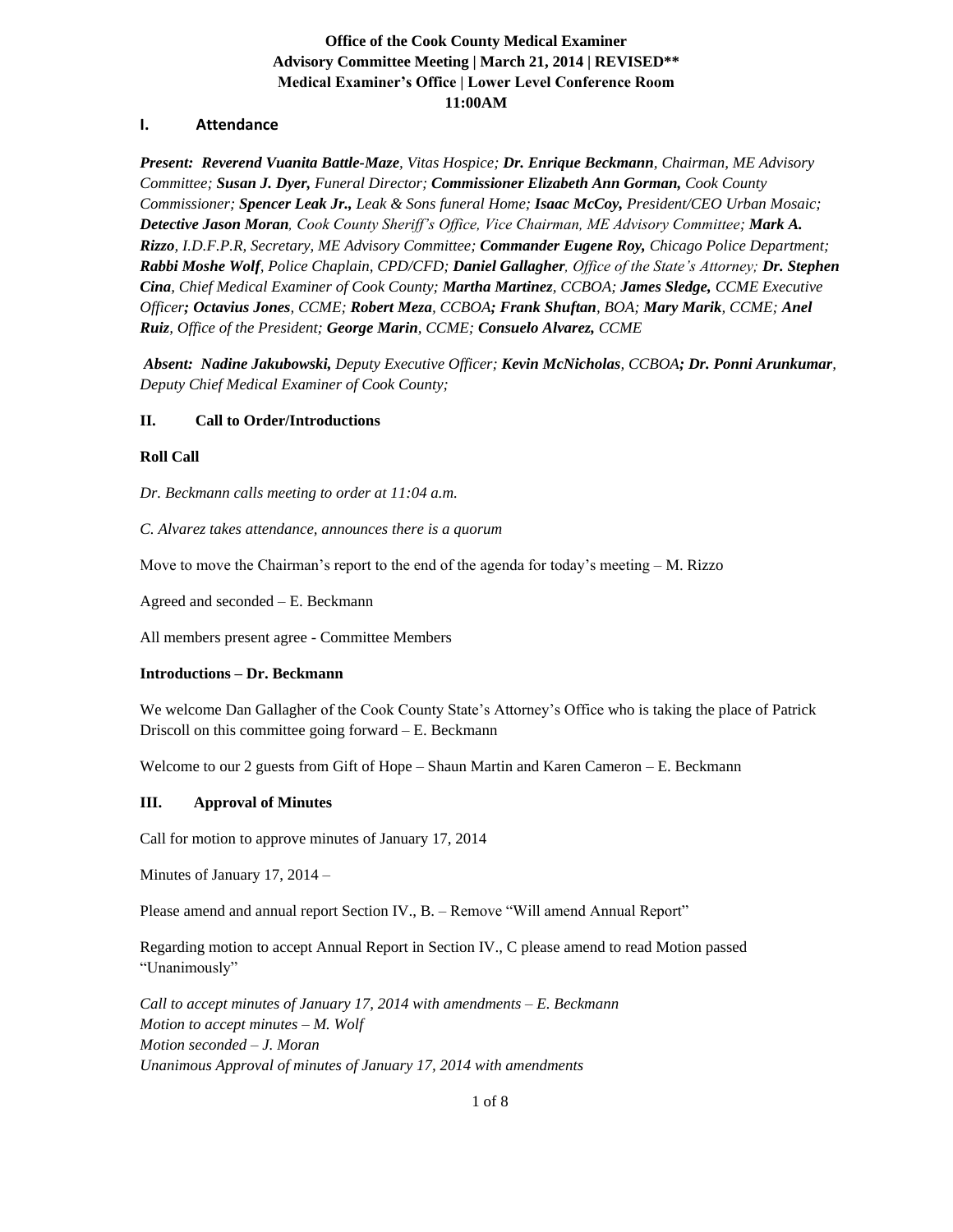**Office of the Cook County Medical Examiner**
**Advisory Committee Meeting | March 21, 2014 | REVISED****
**Medical Examiner's Office | Lower Level Conference Room**
**11:00AM**

## I. Attendance

*Present:* ***Reverend Vuanita Battle-Maze****, Vitas Hospice;* ***Dr. Enrique Beckmann****, Chairman, ME Advisory Committee;* ***Susan J. Dyer,*** *Funeral Director;* ***Commissioner Elizabeth Ann Gorman,*** *Cook County Commissioner;* ***Spencer Leak Jr.,*** *Leak & Sons funeral Home;* ***Isaac McCoy,*** *President/CEO Urban Mosaic;* ***Detective Jason Moran****, Cook County Sheriff's Office, Vice Chairman, ME Advisory Committee;* ***Mark A. Rizzo****, I.D.F.P.R, Secretary, ME Advisory Committee;* ***Commander Eugene Roy,*** *Chicago Police Department;* ***Rabbi Moshe Wolf****, Police Chaplain, CPD/CFD;* ***Daniel Gallagher****, Office of the State's Attorney;* ***Dr. Stephen Cina****, Chief Medical Examiner of Cook County;* ***Martha Martinez****, CCBOA;* ***James Sledge,*** *CCME Executive Officer;* ***Octavius Jones****, CCME;* ***Robert Meza****, CCBOA;* ***Frank Shuftan****, BOA;* ***Mary Marik****, CCME;* ***Anel Ruiz****, Office of the President;* ***George Marin****, CCME;* ***Consuelo Alvarez,*** *CCME*

*Absent:* ***Nadine Jakubowski,*** *Deputy Executive Officer;* ***Kevin McNicholas****, CCBOA;* ***Dr. Ponni Arunkumar****, Deputy Chief Medical Examiner of Cook County;*

## II. Call to Order/Introductions

**Roll Call**

*Dr. Beckmann calls meeting to order at 11:04 a.m.*

*C. Alvarez takes attendance, announces there is a quorum*

Move to move the Chairman's report to the end of the agenda for today's meeting – M. Rizzo

Agreed and seconded – E. Beckmann

All members present agree - Committee Members

**Introductions – Dr. Beckmann**

We welcome Dan Gallagher of the Cook County State's Attorney's Office who is taking the place of Patrick Driscoll on this committee going forward – E. Beckmann

Welcome to our 2 guests from Gift of Hope – Shaun Martin and Karen Cameron – E. Beckmann

## III. Approval of Minutes

Call for motion to approve minutes of January 17, 2014

Minutes of January 17, 2014 –

Please amend and annual report Section IV., B. – Remove "Will amend Annual Report"

Regarding motion to accept Annual Report in Section IV., C please amend to read Motion passed "Unanimously"

*Call to accept minutes of January 17, 2014 with amendments – E. Beckmann*
*Motion to accept minutes – M. Wolf*
*Motion seconded – J. Moran*
*Unanimous Approval of minutes of January 17, 2014 with amendments*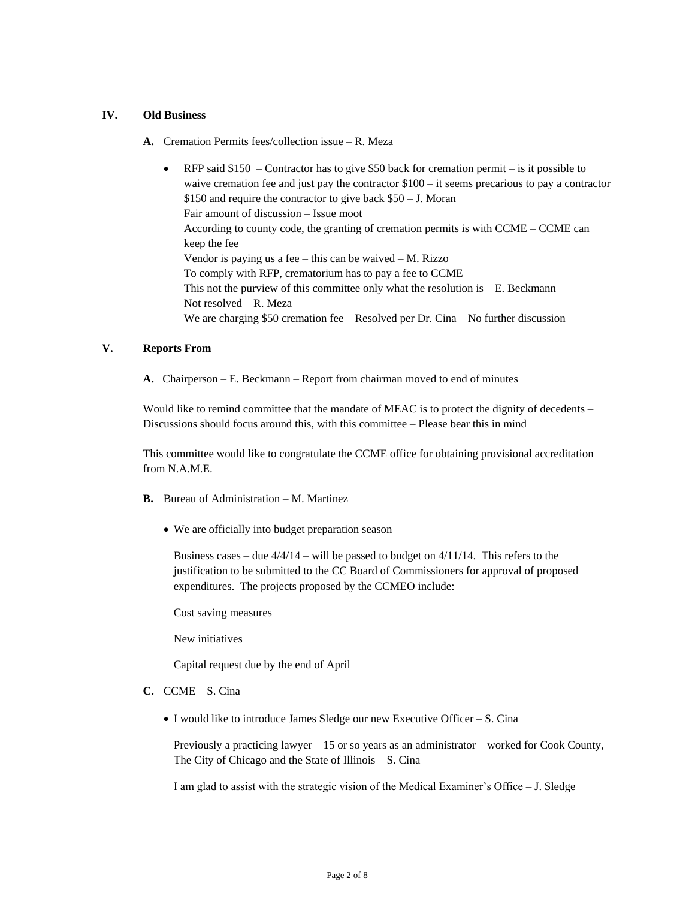## IV. Old Business

**A.** Cremation Permits fees/collection issue – R. Meza

- RFP said $150 – Contractor has to give $50 back for cremation permit – is it possible to waive cremation fee and just pay the contractor $100 – it seems precarious to pay a contractor $150 and require the contractor to give back $50 – J. Moran
  Fair amount of discussion – Issue moot
  According to county code, the granting of cremation permits is with CCME – CCME can keep the fee
  Vendor is paying us a fee – this can be waived – M. Rizzo
  To comply with RFP, crematorium has to pay a fee to CCME
  This not the purview of this committee only what the resolution is – E. Beckmann
  Not resolved – R. Meza
  We are charging $50 cremation fee – Resolved per Dr. Cina – No further discussion

## V. Reports From

**A.** Chairperson – E. Beckmann – Report from chairman moved to end of minutes

Would like to remind committee that the mandate of MEAC is to protect the dignity of decedents – Discussions should focus around this, with this committee – Please bear this in mind

This committee would like to congratulate the CCME office for obtaining provisional accreditation from N.A.M.E.

**B.** Bureau of Administration – M. Martinez

- We are officially into budget preparation season

  Business cases – due 4/4/14 – will be passed to budget on 4/11/14. This refers to the justification to be submitted to the CC Board of Commissioners for approval of proposed expenditures. The projects proposed by the CCMEO include:

  Cost saving measures

  New initiatives

  Capital request due by the end of April

**C.** CCME – S. Cina

- I would like to introduce James Sledge our new Executive Officer – S. Cina

  Previously a practicing lawyer – 15 or so years as an administrator – worked for Cook County, The City of Chicago and the State of Illinois – S. Cina

  I am glad to assist with the strategic vision of the Medical Examiner's Office – J. Sledge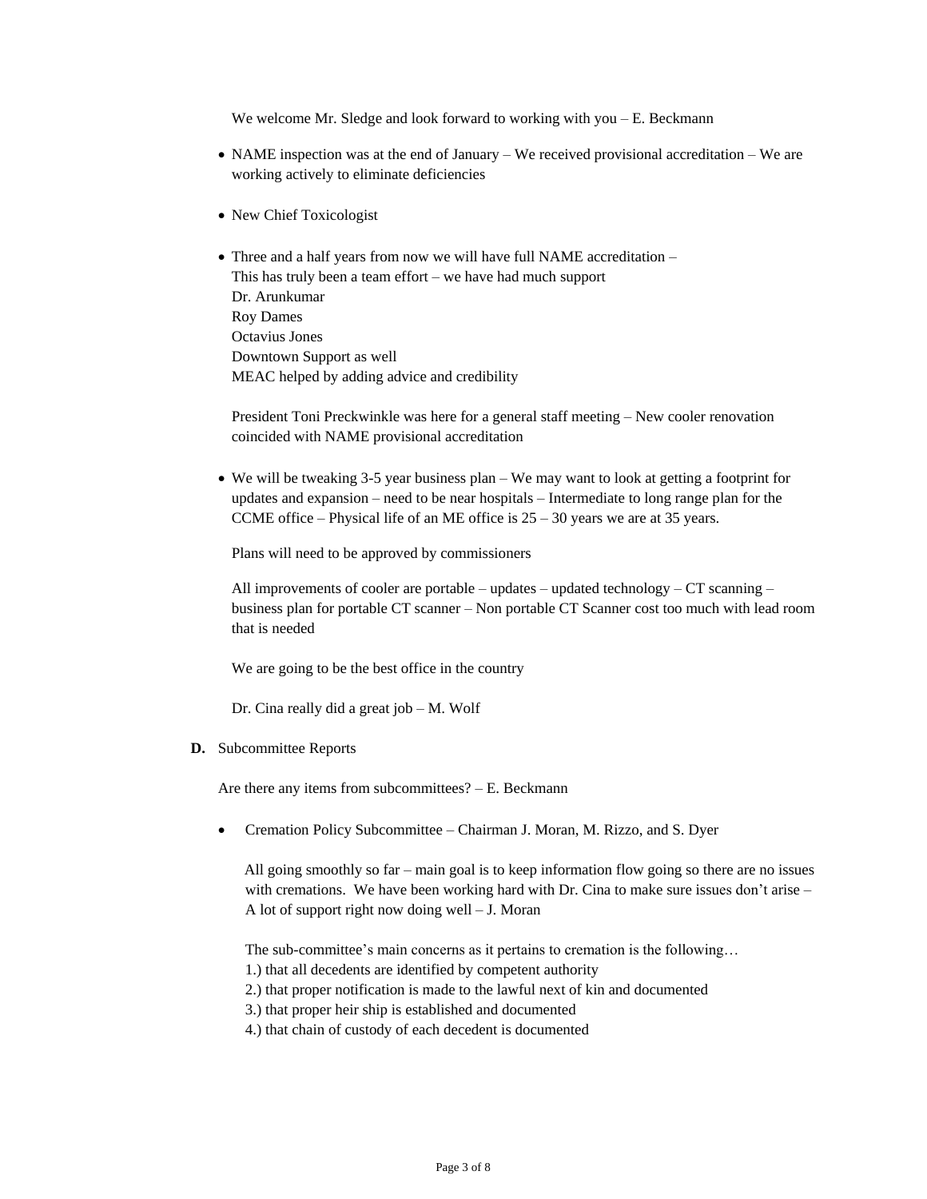We welcome Mr. Sledge and look forward to working with you – E. Beckmann

- NAME inspection was at the end of January – We received provisional accreditation – We are working actively to eliminate deficiencies

- New Chief Toxicologist

- Three and a half years from now we will have full NAME accreditation –
  This has truly been a team effort – we have had much support
  Dr. Arunkumar
  Roy Dames
  Octavius Jones
  Downtown Support as well
  MEAC helped by adding advice and credibility

  President Toni Preckwinkle was here for a general staff meeting – New cooler renovation coincided with NAME provisional accreditation

- We will be tweaking 3-5 year business plan – We may want to look at getting a footprint for updates and expansion – need to be near hospitals – Intermediate to long range plan for the CCME office – Physical life of an ME office is 25 – 30 years we are at 35 years.

  Plans will need to be approved by commissioners

  All improvements of cooler are portable – updates – updated technology – CT scanning – business plan for portable CT scanner – Non portable CT Scanner cost too much with lead room that is needed

  We are going to be the best office in the country

  Dr. Cina really did a great job – M. Wolf

**D.** Subcommittee Reports

Are there any items from subcommittees? – E. Beckmann

- Cremation Policy Subcommittee – Chairman J. Moran, M. Rizzo, and S. Dyer

  All going smoothly so far – main goal is to keep information flow going so there are no issues with cremations. We have been working hard with Dr. Cina to make sure issues don't arise – A lot of support right now doing well – J. Moran

  The sub-committee's main concerns as it pertains to cremation is the following…
  1.) that all decedents are identified by competent authority
  2.) that proper notification is made to the lawful next of kin and documented
  3.) that proper heir ship is established and documented
  4.) that chain of custody of each decedent is documented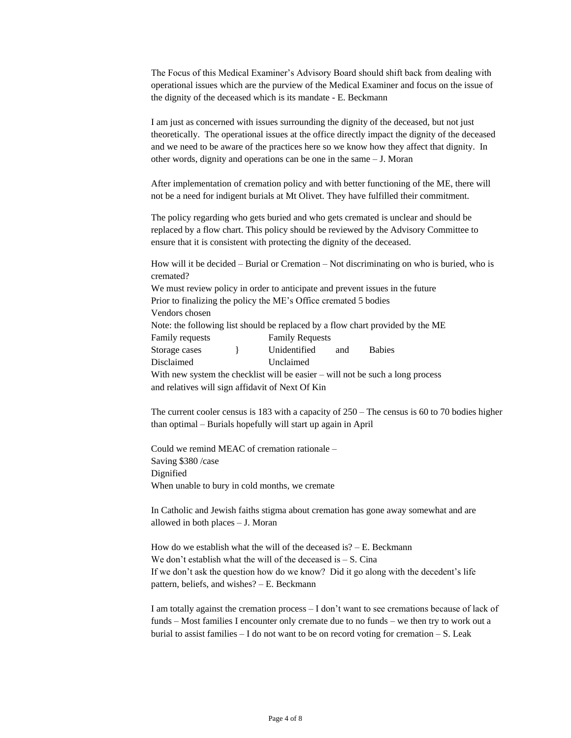The Focus of this Medical Examiner's Advisory Board should shift back from dealing with operational issues which are the purview of the Medical Examiner and focus on the issue of the dignity of the deceased which is its mandate - E. Beckmann

I am just as concerned with issues surrounding the dignity of the deceased, but not just theoretically. The operational issues at the office directly impact the dignity of the deceased and we need to be aware of the practices here so we know how they affect that dignity. In other words, dignity and operations can be one in the same – J. Moran

After implementation of cremation policy and with better functioning of the ME, there will not be a need for indigent burials at Mt Olivet. They have fulfilled their commitment.

The policy regarding who gets buried and who gets cremated is unclear and should be replaced by a flow chart. This policy should be reviewed by the Advisory Committee to ensure that it is consistent with protecting the dignity of the deceased.

How will it be decided – Burial or Cremation – Not discriminating on who is buried, who is cremated?
We must review policy in order to anticipate and prevent issues in the future
Prior to finalizing the policy the ME's Office cremated 5 bodies
Vendors chosen
Note: the following list should be replaced by a flow chart provided by the ME

| | | | | |
|---|---|---|---|---|
| Family requests | | Family Requests | | |
| Storage cases | } | Unidentified | and | Babies |
| Disclaimed | | Unclaimed | | |

With new system the checklist will be easier – will not be such a long process and relatives will sign affidavit of Next Of Kin

The current cooler census is 183 with a capacity of 250 – The census is 60 to 70 bodies higher than optimal – Burials hopefully will start up again in April

Could we remind MEAC of cremation rationale –
Saving $380 /case
Dignified
When unable to bury in cold months, we cremate

In Catholic and Jewish faiths stigma about cremation has gone away somewhat and are allowed in both places – J. Moran

How do we establish what the will of the deceased is? – E. Beckmann
We don't establish what the will of the deceased is – S. Cina
If we don't ask the question how do we know? Did it go along with the decedent's life pattern, beliefs, and wishes? – E. Beckmann

I am totally against the cremation process – I don't want to see cremations because of lack of funds – Most families I encounter only cremate due to no funds – we then try to work out a burial to assist families – I do not want to be on record voting for cremation – S. Leak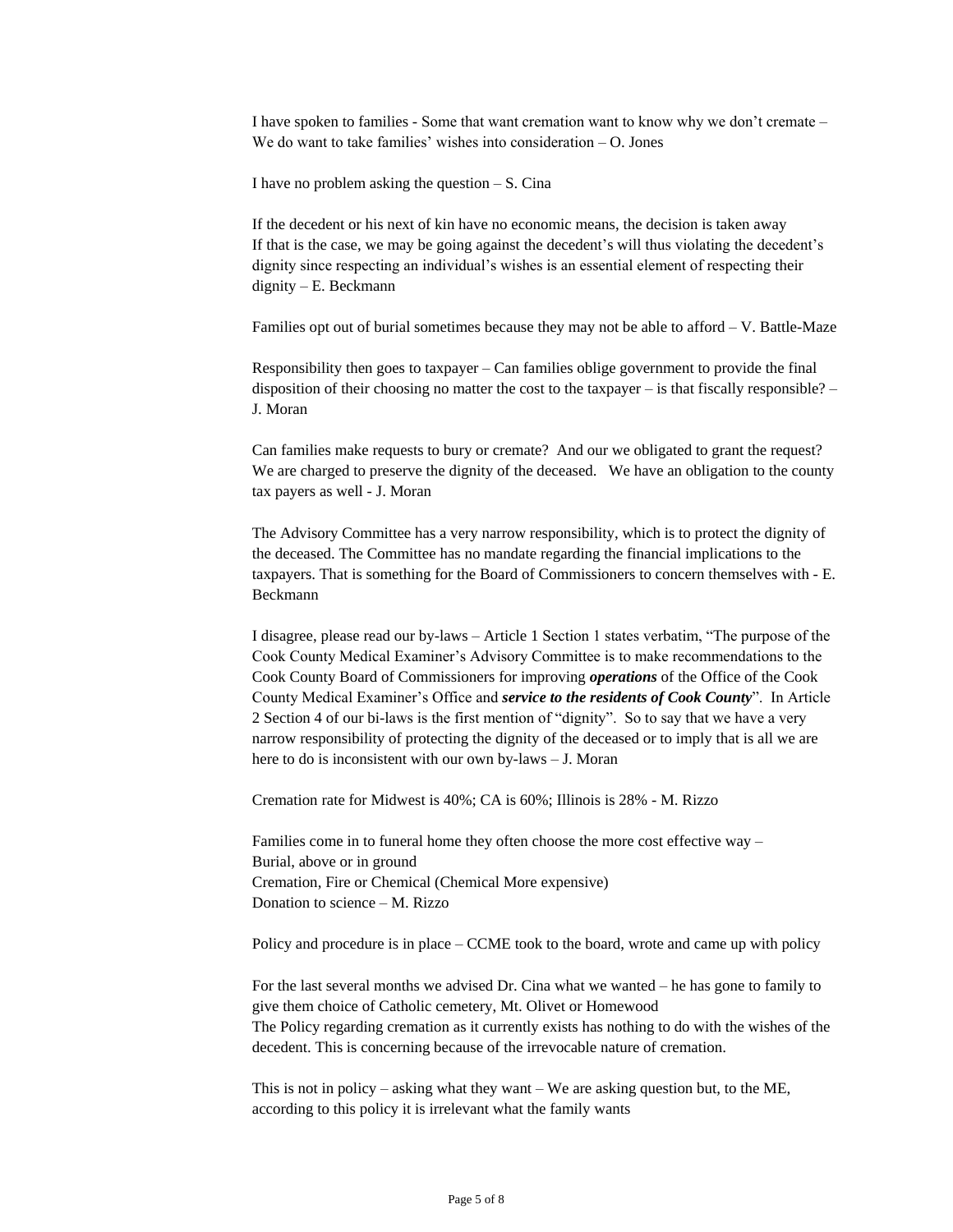I have spoken to families - Some that want cremation want to know why we don't cremate – We do want to take families' wishes into consideration – O. Jones

I have no problem asking the question – S. Cina

If the decedent or his next of kin have no economic means, the decision is taken away
If that is the case, we may be going against the decedent's will thus violating the decedent's dignity since respecting an individual's wishes is an essential element of respecting their dignity – E. Beckmann

Families opt out of burial sometimes because they may not be able to afford – V. Battle-Maze

Responsibility then goes to taxpayer – Can families oblige government to provide the final disposition of their choosing no matter the cost to the taxpayer – is that fiscally responsible? – J. Moran

Can families make requests to bury or cremate? And our we obligated to grant the request? We are charged to preserve the dignity of the deceased. We have an obligation to the county tax payers as well - J. Moran

The Advisory Committee has a very narrow responsibility, which is to protect the dignity of the deceased. The Committee has no mandate regarding the financial implications to the taxpayers. That is something for the Board of Commissioners to concern themselves with - E. Beckmann

I disagree, please read our by-laws – Article 1 Section 1 states verbatim, "The purpose of the Cook County Medical Examiner's Advisory Committee is to make recommendations to the Cook County Board of Commissioners for improving ***operations*** of the Office of the Cook County Medical Examiner's Office and ***service to the residents of Cook County***". In Article 2 Section 4 of our bi-laws is the first mention of "dignity". So to say that we have a very narrow responsibility of protecting the dignity of the deceased or to imply that is all we are here to do is inconsistent with our own by-laws – J. Moran

Cremation rate for Midwest is 40%; CA is 60%; Illinois is 28% - M. Rizzo

Families come in to funeral home they often choose the more cost effective way –
Burial, above or in ground
Cremation, Fire or Chemical (Chemical More expensive)
Donation to science – M. Rizzo

Policy and procedure is in place – CCME took to the board, wrote and came up with policy

For the last several months we advised Dr. Cina what we wanted – he has gone to family to give them choice of Catholic cemetery, Mt. Olivet or Homewood
The Policy regarding cremation as it currently exists has nothing to do with the wishes of the decedent. This is concerning because of the irrevocable nature of cremation.

This is not in policy – asking what they want – We are asking question but, to the ME, according to this policy it is irrelevant what the family wants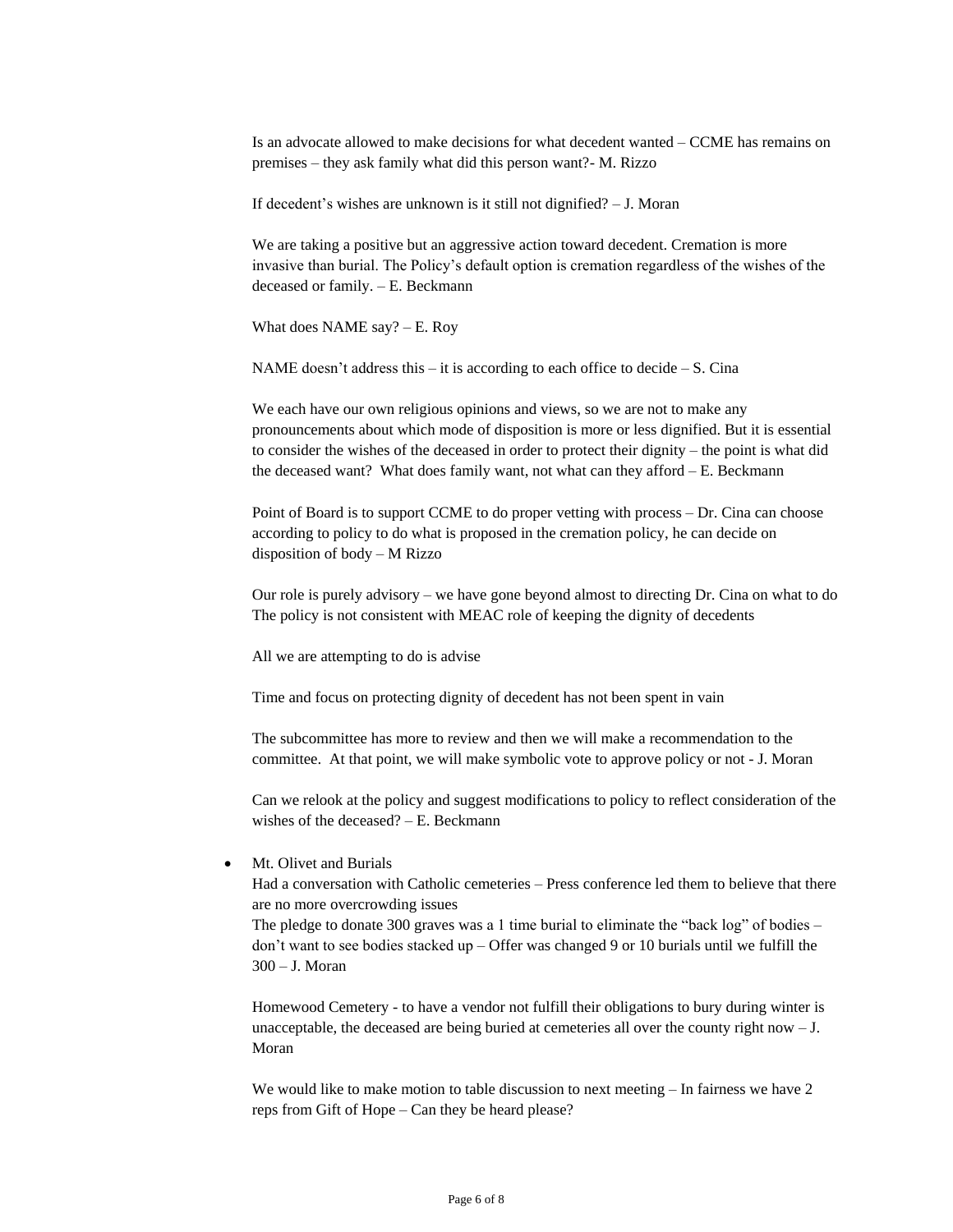Is an advocate allowed to make decisions for what decedent wanted – CCME has remains on premises – they ask family what did this person want?- M. Rizzo

If decedent's wishes are unknown is it still not dignified? – J. Moran

We are taking a positive but an aggressive action toward decedent. Cremation is more invasive than burial. The Policy's default option is cremation regardless of the wishes of the deceased or family. – E. Beckmann

What does NAME say? – E. Roy

NAME doesn't address this – it is according to each office to decide – S. Cina

We each have our own religious opinions and views, so we are not to make any pronouncements about which mode of disposition is more or less dignified. But it is essential to consider the wishes of the deceased in order to protect their dignity – the point is what did the deceased want? What does family want, not what can they afford – E. Beckmann

Point of Board is to support CCME to do proper vetting with process – Dr. Cina can choose according to policy to do what is proposed in the cremation policy, he can decide on disposition of body – M Rizzo

Our role is purely advisory – we have gone beyond almost to directing Dr. Cina on what to do The policy is not consistent with MEAC role of keeping the dignity of decedents

All we are attempting to do is advise

Time and focus on protecting dignity of decedent has not been spent in vain

The subcommittee has more to review and then we will make a recommendation to the committee. At that point, we will make symbolic vote to approve policy or not - J. Moran

Can we relook at the policy and suggest modifications to policy to reflect consideration of the wishes of the deceased? – E. Beckmann

- Mt. Olivet and Burials
  Had a conversation with Catholic cemeteries – Press conference led them to believe that there are no more overcrowding issues
  The pledge to donate 300 graves was a 1 time burial to eliminate the "back log" of bodies – don't want to see bodies stacked up – Offer was changed 9 or 10 burials until we fulfill the 300 – J. Moran

  Homewood Cemetery - to have a vendor not fulfill their obligations to bury during winter is unacceptable, the deceased are being buried at cemeteries all over the county right now – J. Moran

  We would like to make motion to table discussion to next meeting – In fairness we have 2 reps from Gift of Hope – Can they be heard please?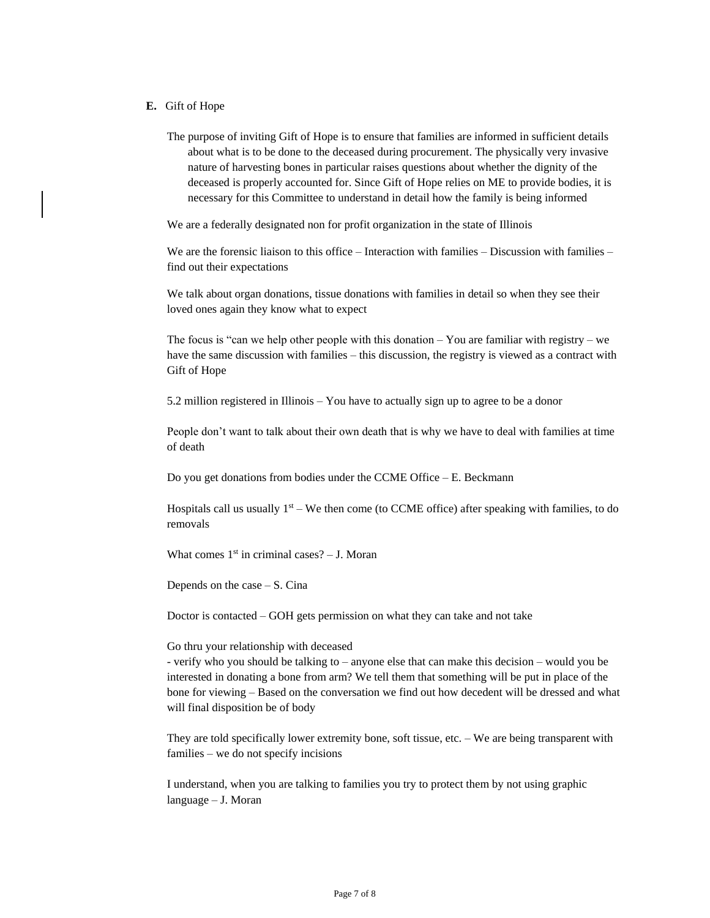**E.** Gift of Hope

The purpose of inviting Gift of Hope is to ensure that families are informed in sufficient details about what is to be done to the deceased during procurement. The physically very invasive nature of harvesting bones in particular raises questions about whether the dignity of the deceased is properly accounted for. Since Gift of Hope relies on ME to provide bodies, it is necessary for this Committee to understand in detail how the family is being informed

We are a federally designated non for profit organization in the state of Illinois

We are the forensic liaison to this office – Interaction with families – Discussion with families – find out their expectations

We talk about organ donations, tissue donations with families in detail so when they see their loved ones again they know what to expect

The focus is "can we help other people with this donation – You are familiar with registry – we have the same discussion with families – this discussion, the registry is viewed as a contract with Gift of Hope

5.2 million registered in Illinois – You have to actually sign up to agree to be a donor

People don't want to talk about their own death that is why we have to deal with families at time of death

Do you get donations from bodies under the CCME Office – E. Beckmann

Hospitals call us usually 1st – We then come (to CCME office) after speaking with families, to do removals

What comes 1st in criminal cases? – J. Moran

Depends on the case – S. Cina

Doctor is contacted – GOH gets permission on what they can take and not take

Go thru your relationship with deceased
- verify who you should be talking to – anyone else that can make this decision – would you be interested in donating a bone from arm? We tell them that something will be put in place of the bone for viewing – Based on the conversation we find out how decedent will be dressed and what will final disposition be of body

They are told specifically lower extremity bone, soft tissue, etc. – We are being transparent with families – we do not specify incisions

I understand, when you are talking to families you try to protect them by not using graphic language – J. Moran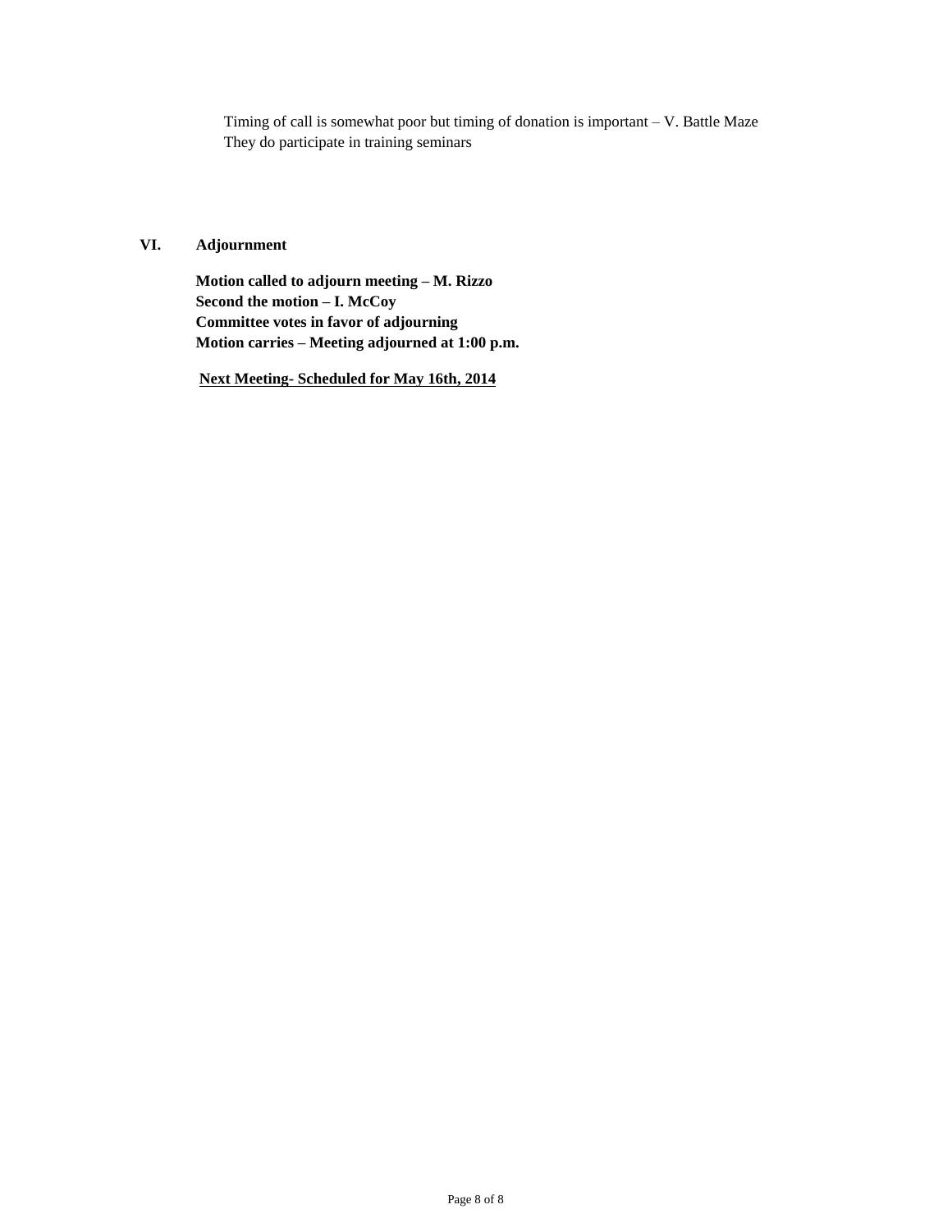Timing of call is somewhat poor but timing of donation is important – V. Battle Maze
They do participate in training seminars

## VI. Adjournment

**Motion called to adjourn meeting – M. Rizzo**
**Second the motion – I. McCoy**
**Committee votes in favor of adjourning**
**Motion carries – Meeting adjourned at 1:00 p.m.**

<u>**Next Meeting- Scheduled for May 16th, 2014**</u>